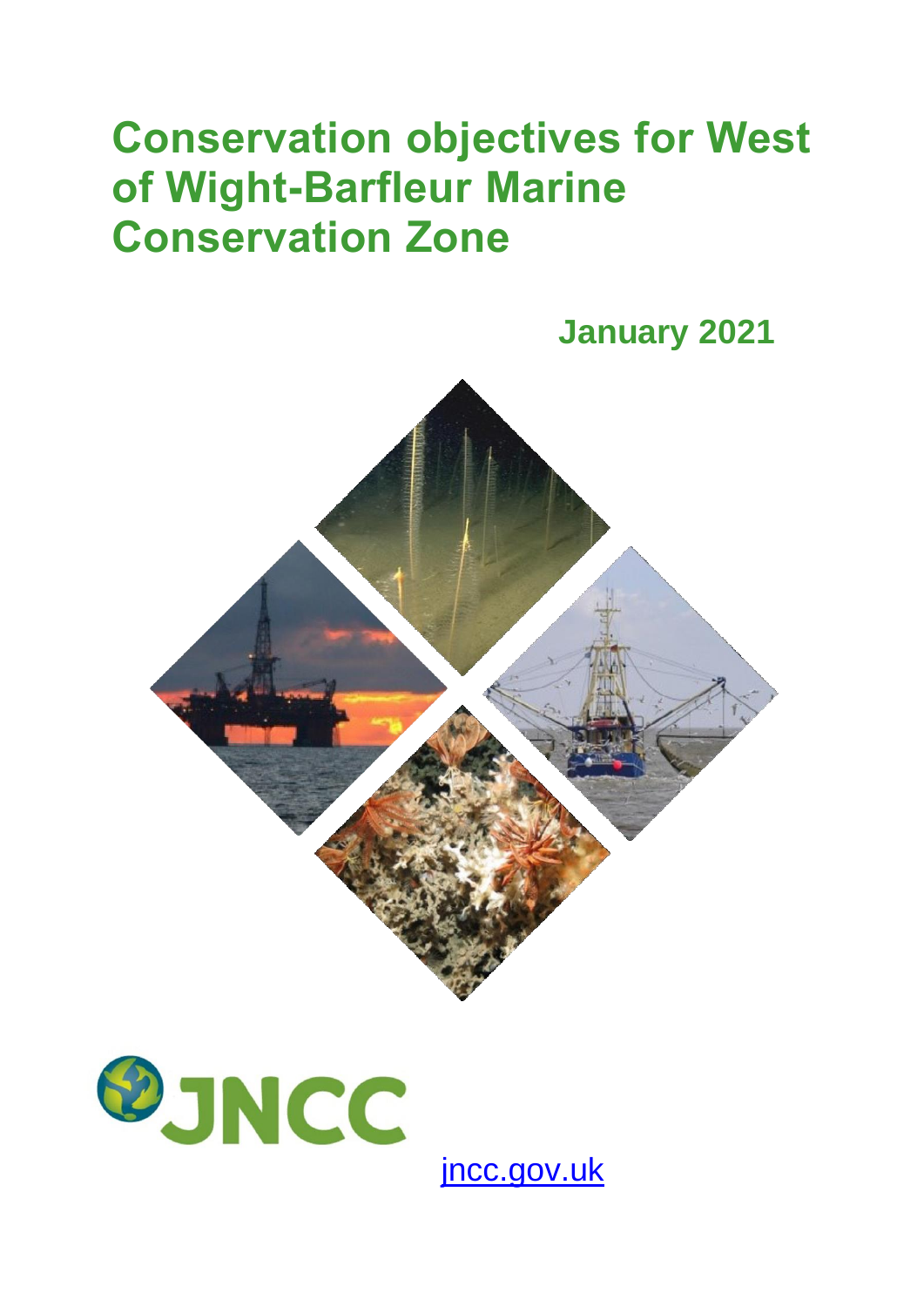# Conservation objectives for West of Wight-Barfleur Marine Conservation Zone

**January 2021**

JNCC

jncc.gov.uk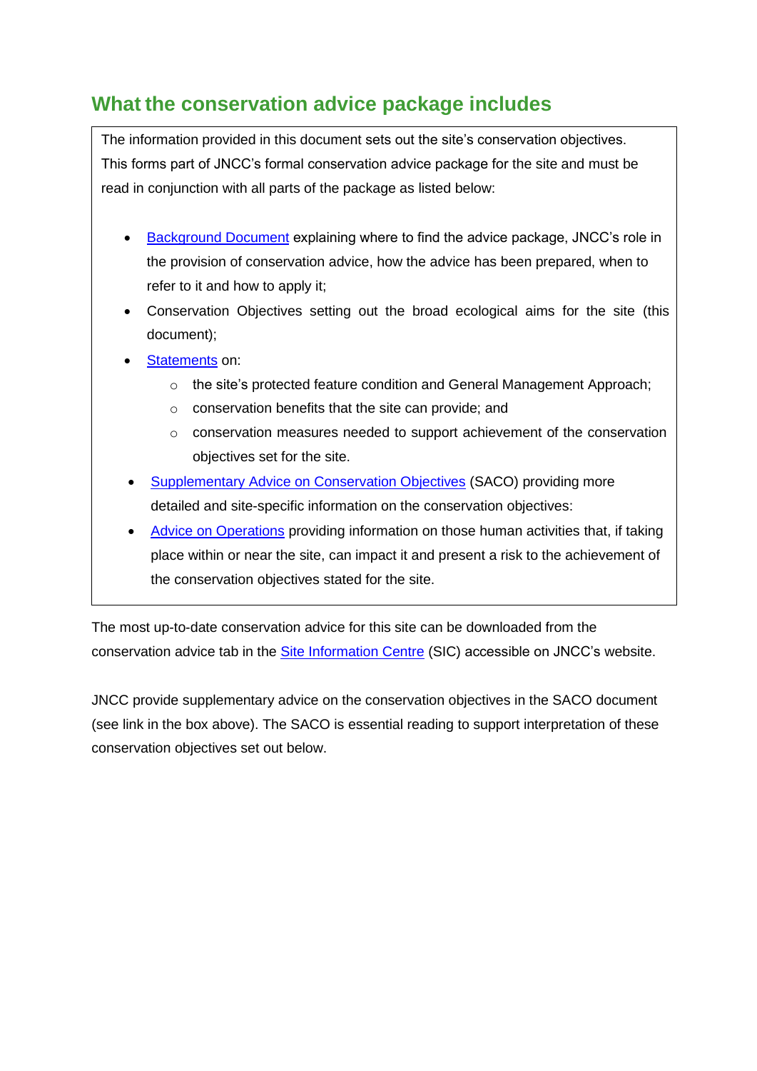## What the conservation advice package includes

The information provided in this document sets out the site's conservation objectives. This forms part of JNCC's formal conservation advice package for the site and must be read in conjunction with all parts of the package as listed below:

- Background Document explaining where to find the advice package, JNCC's role in the provision of conservation advice, how the advice has been prepared, when to refer to it and how to apply it;
- Conservation Objectives setting out the broad ecological aims for the site (this document);
- Statements on:
    - the site's protected feature condition and General Management Approach;
    - conservation benefits that the site can provide; and
    - conservation measures needed to support achievement of the conservation objectives set for the site.
- Supplementary Advice on Conservation Objectives (SACO) providing more detailed and site-specific information on the conservation objectives:
- Advice on Operations providing information on those human activities that, if taking place within or near the site, can impact it and present a risk to the achievement of the conservation objectives stated for the site.

The most up-to-date conservation advice for this site can be downloaded from the conservation advice tab in the Site Information Centre (SIC) accessible on JNCC's website.

JNCC provide supplementary advice on the conservation objectives in the SACO document (see link in the box above). The SACO is essential reading to support interpretation of these conservation objectives set out below.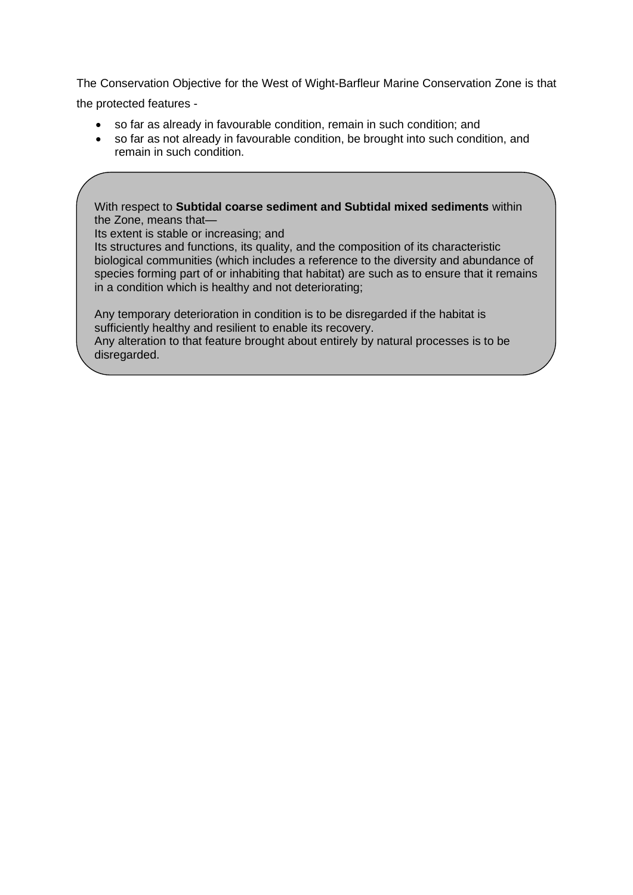The Conservation Objective for the West of Wight-Barfleur Marine Conservation Zone is that the protected features -

- so far as already in favourable condition, remain in such condition; and
- so far as not already in favourable condition, be brought into such condition, and remain in such condition.

With respect to **Subtidal coarse sediment and Subtidal mixed sediments** within the Zone, means that—

Its extent is stable or increasing; and

Its structures and functions, its quality, and the composition of its characteristic biological communities (which includes a reference to the diversity and abundance of species forming part of or inhabiting that habitat) are such as to ensure that it remains in a condition which is healthy and not deteriorating;

Any temporary deterioration in condition is to be disregarded if the habitat is sufficiently healthy and resilient to enable its recovery.

Any alteration to that feature brought about entirely by natural processes is to be disregarded.